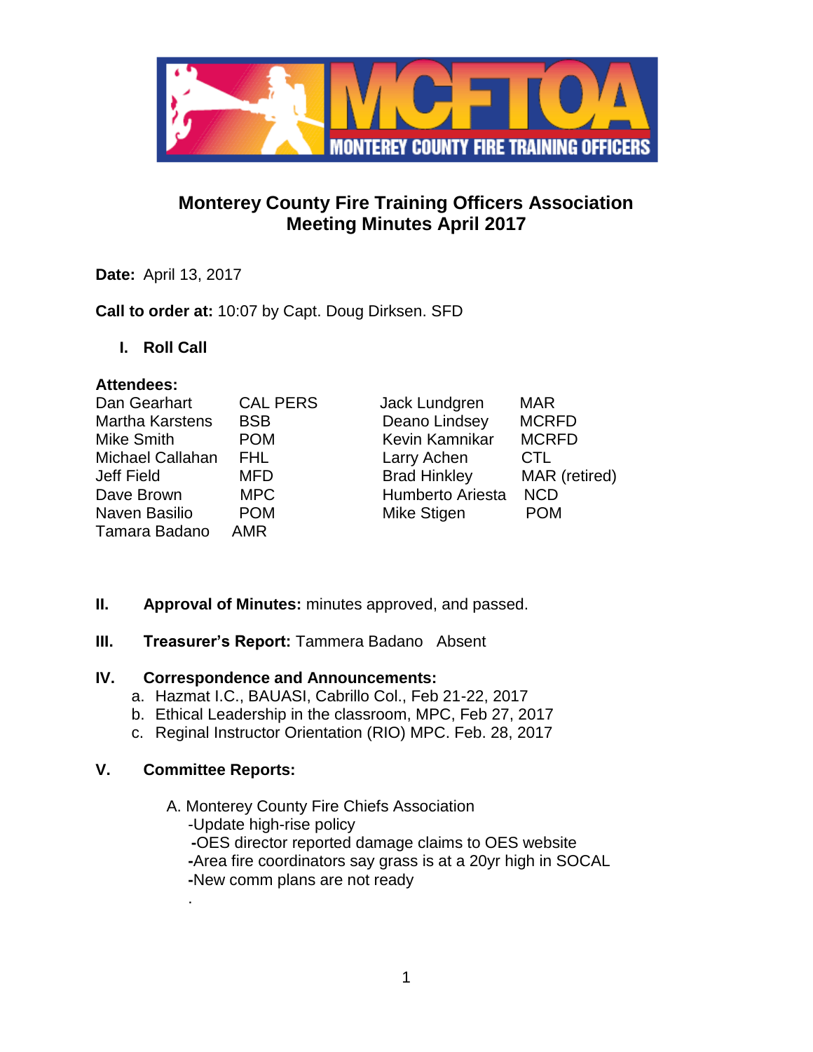# Monterey County Fire Training Officers Association
## Meeting Minutes April 2017

**Date:** April 13, 2017

**Call to order at:** 10:07 by Capt. Doug Dirksen. SFD

### I. Roll Call

**Attendees:**

| | | | |
|---|---|---|---|
| Dan Gearhart | CAL PERS | Jack Lundgren | MAR |
| Martha Karstens | BSB | Deano Lindsey | MCRFD |
| Mike Smith | POM | Kevin Kamnikar | MCRFD |
| Michael Callahan | FHL | Larry Achen | CTL |
| Jeff Field | MFD | Brad Hinkley | MAR (retired) |
| Dave Brown | MPC | Humberto Ariesta | NCD |
| Naven Basilio | POM | Mike Stigen | POM |
| Tamara Badano | AMR | | |

### II. **Approval of Minutes:** minutes approved, and passed.

### III. **Treasurer's Report:** Tammera Badano Absent

### IV. Correspondence and Announcements:

a. Hazmat I.C., BAUASI, Cabrillo Col., Feb 21-22, 2017
b. Ethical Leadership in the classroom, MPC, Feb 27, 2017
c. Reginal Instructor Orientation (RIO) MPC. Feb. 28, 2017

### V. Committee Reports:

A. Monterey County Fire Chiefs Association
- Update high-rise policy
- OES director reported damage claims to OES website
- Area fire coordinators say grass is at a 20yr high in SOCAL
- New comm plans are not ready

.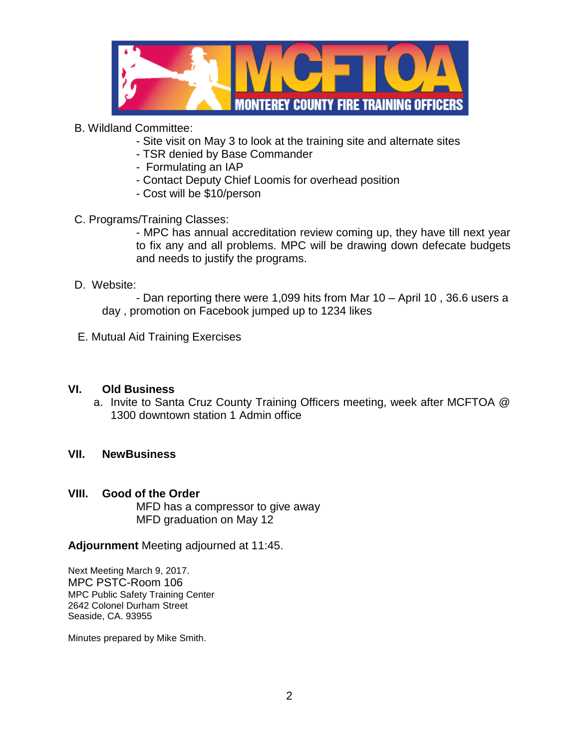B. Wildland Committee:

- Site visit on May 3 to look at the training site and alternate sites
- TSR denied by Base Commander
- Formulating an IAP
- Contact Deputy Chief Loomis for overhead position
- Cost will be $10/person

C. Programs/Training Classes:

- MPC has annual accreditation review coming up, they have till next year to fix any and all problems. MPC will be drawing down defecate budgets and needs to justify the programs.

D. Website:

- Dan reporting there were 1,099 hits from Mar 10 – April 10 , 36.6 users a day , promotion on Facebook jumped up to 1234 likes

E. Mutual Aid Training Exercises

## VI. Old Business

a. Invite to Santa Cruz County Training Officers meeting, week after MCFTOA @ 1300 downtown station 1 Admin office

## VII. NewBusiness

## VIII. Good of the Order

MFD has a compressor to give away

MFD graduation on May 12

**Adjournment** Meeting adjourned at 11:45.

Next Meeting March 9, 2017.
MPC PSTC-Room 106
MPC Public Safety Training Center
2642 Colonel Durham Street
Seaside, CA. 93955

Minutes prepared by Mike Smith.